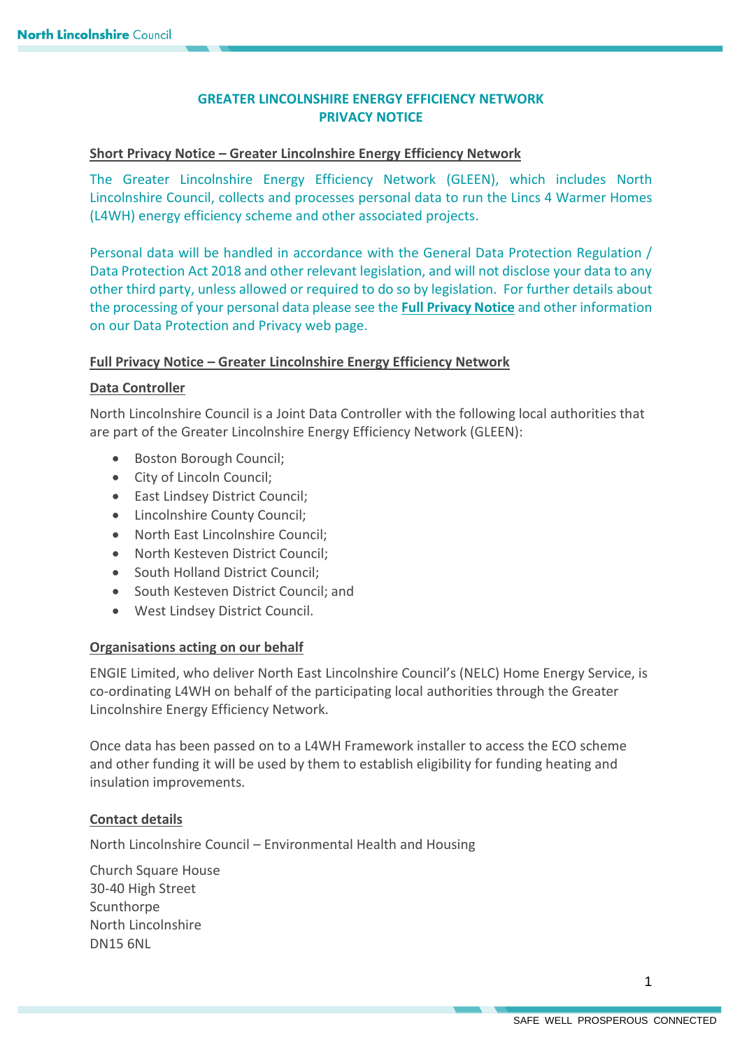# GREATER LINCOLNSHIRE ENERGY EFFICIENCY NETWORK
# PRIVACY NOTICE

## Short Privacy Notice – Greater Lincolnshire Energy Efficiency Network

The Greater Lincolnshire Energy Efficiency Network (GLEEN), which includes North Lincolnshire Council, collects and processes personal data to run the Lincs 4 Warmer Homes (L4WH) energy efficiency scheme and other associated projects.

Personal data will be handled in accordance with the General Data Protection Regulation / Data Protection Act 2018 and other relevant legislation, and will not disclose your data to any other third party, unless allowed or required to do so by legislation. For further details about the processing of your personal data please see the **Full Privacy Notice** and other information on our Data Protection and Privacy web page.

## Full Privacy Notice – Greater Lincolnshire Energy Efficiency Network

### Data Controller

North Lincolnshire Council is a Joint Data Controller with the following local authorities that are part of the Greater Lincolnshire Energy Efficiency Network (GLEEN):

- Boston Borough Council;
- City of Lincoln Council;
- East Lindsey District Council;
- Lincolnshire County Council;
- North East Lincolnshire Council;
- North Kesteven District Council;
- South Holland District Council;
- South Kesteven District Council; and
- West Lindsey District Council.

### Organisations acting on our behalf

ENGIE Limited, who deliver North East Lincolnshire Council's (NELC) Home Energy Service, is co-ordinating L4WH on behalf of the participating local authorities through the Greater Lincolnshire Energy Efficiency Network.

Once data has been passed on to a L4WH Framework installer to access the ECO scheme and other funding it will be used by them to establish eligibility for funding heating and insulation improvements.

### Contact details

North Lincolnshire Council – Environmental Health and Housing

Church Square House
30-40 High Street
Scunthorpe
North Lincolnshire
DN15 6NL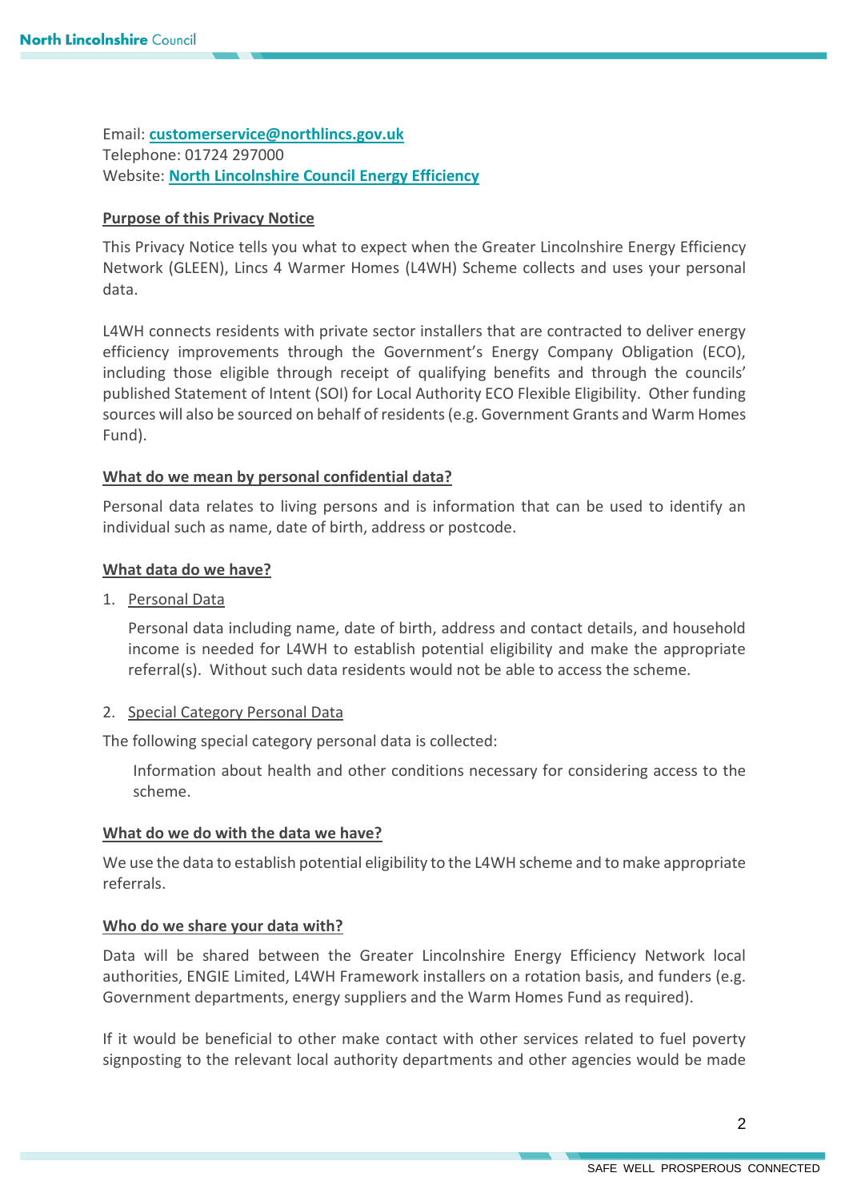Email: **customerservice@northlincs.gov.uk**
Telephone: 01724 297000
Website: **North Lincolnshire Council Energy Efficiency**

## Purpose of this Privacy Notice

This Privacy Notice tells you what to expect when the Greater Lincolnshire Energy Efficiency Network (GLEEN), Lincs 4 Warmer Homes (L4WH) Scheme collects and uses your personal data.

L4WH connects residents with private sector installers that are contracted to deliver energy efficiency improvements through the Government's Energy Company Obligation (ECO), including those eligible through receipt of qualifying benefits and through the councils' published Statement of Intent (SOI) for Local Authority ECO Flexible Eligibility. Other funding sources will also be sourced on behalf of residents (e.g. Government Grants and Warm Homes Fund).

## What do we mean by personal confidential data?

Personal data relates to living persons and is information that can be used to identify an individual such as name, date of birth, address or postcode.

## What data do we have?

1. Personal Data

   Personal data including name, date of birth, address and contact details, and household income is needed for L4WH to establish potential eligibility and make the appropriate referral(s). Without such data residents would not be able to access the scheme.

2. Special Category Personal Data

The following special category personal data is collected:

> Information about health and other conditions necessary for considering access to the scheme.

## What do we do with the data we have?

We use the data to establish potential eligibility to the L4WH scheme and to make appropriate referrals.

## Who do we share your data with?

Data will be shared between the Greater Lincolnshire Energy Efficiency Network local authorities, ENGIE Limited, L4WH Framework installers on a rotation basis, and funders (e.g. Government departments, energy suppliers and the Warm Homes Fund as required).

If it would be beneficial to other make contact with other services related to fuel poverty signposting to the relevant local authority departments and other agencies would be made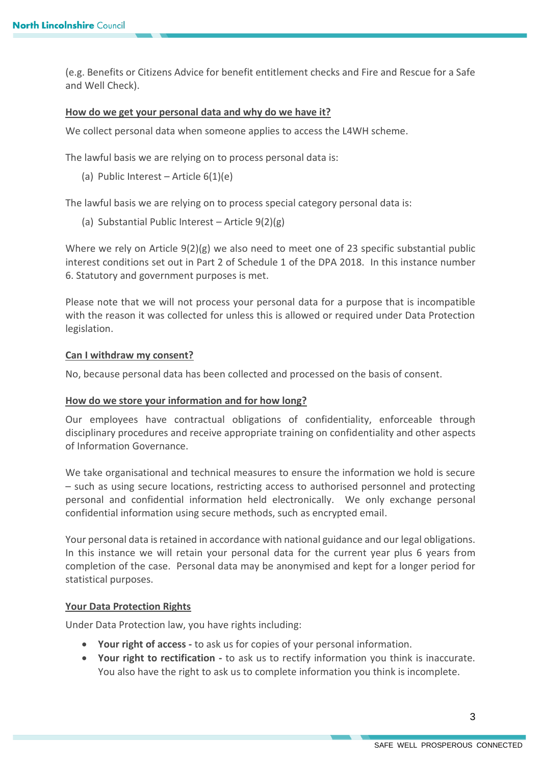(e.g. Benefits or Citizens Advice for benefit entitlement checks and Fire and Rescue for a Safe and Well Check).

## How do we get your personal data and why do we have it?

We collect personal data when someone applies to access the L4WH scheme.

The lawful basis we are relying on to process personal data is:

(a) Public Interest – Article 6(1)(e)

The lawful basis we are relying on to process special category personal data is:

(a) Substantial Public Interest – Article 9(2)(g)

Where we rely on Article 9(2)(g) we also need to meet one of 23 specific substantial public interest conditions set out in Part 2 of Schedule 1 of the DPA 2018. In this instance number 6. Statutory and government purposes is met.

Please note that we will not process your personal data for a purpose that is incompatible with the reason it was collected for unless this is allowed or required under Data Protection legislation.

## Can I withdraw my consent?

No, because personal data has been collected and processed on the basis of consent.

## How do we store your information and for how long?

Our employees have contractual obligations of confidentiality, enforceable through disciplinary procedures and receive appropriate training on confidentiality and other aspects of Information Governance.

We take organisational and technical measures to ensure the information we hold is secure – such as using secure locations, restricting access to authorised personnel and protecting personal and confidential information held electronically. We only exchange personal confidential information using secure methods, such as encrypted email.

Your personal data is retained in accordance with national guidance and our legal obligations. In this instance we will retain your personal data for the current year plus 6 years from completion of the case. Personal data may be anonymised and kept for a longer period for statistical purposes.

## Your Data Protection Rights

Under Data Protection law, you have rights including:

- **Your right of access -** to ask us for copies of your personal information.
- **Your right to rectification -** to ask us to rectify information you think is inaccurate. You also have the right to ask us to complete information you think is incomplete.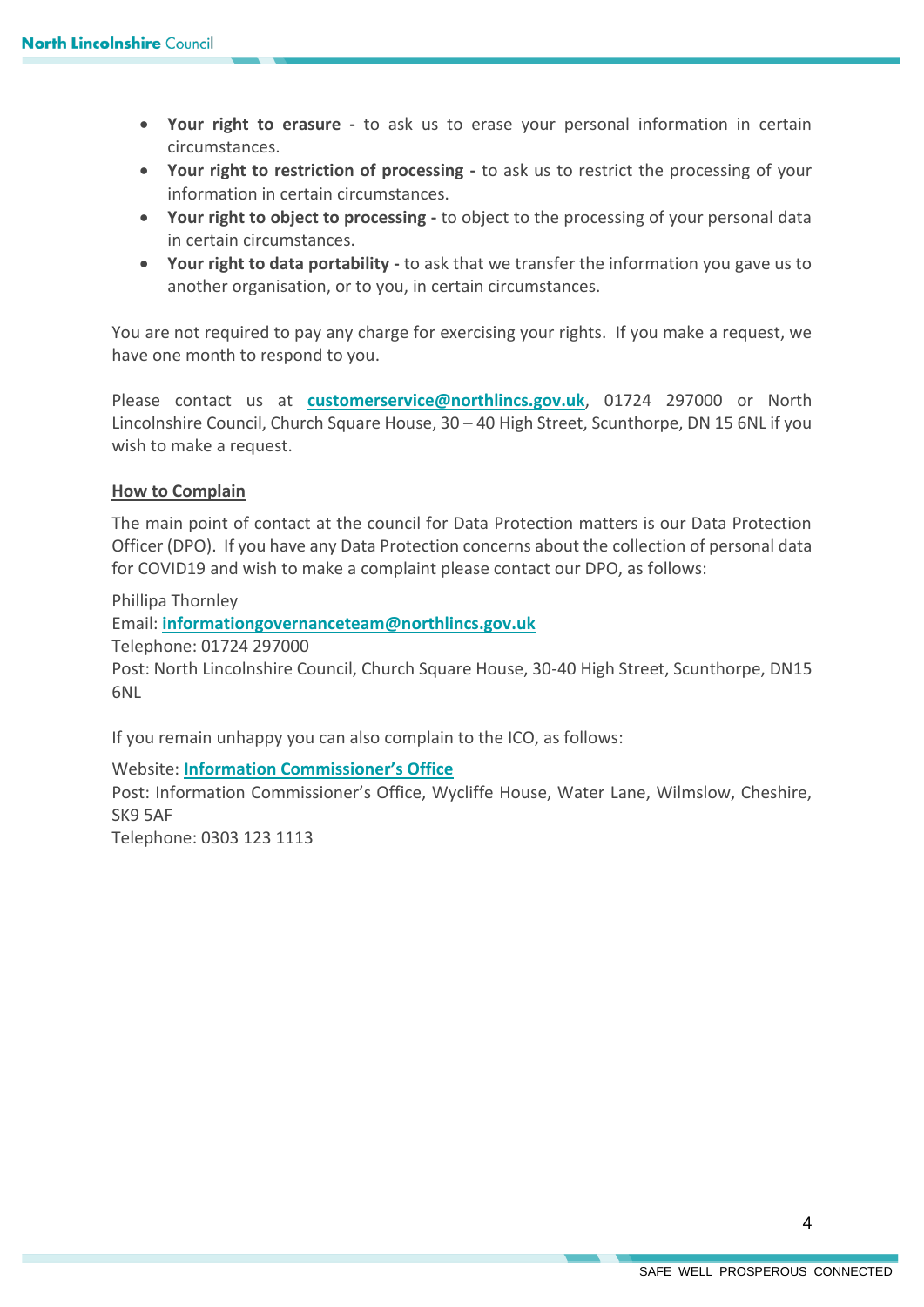- **Your right to erasure -** to ask us to erase your personal information in certain circumstances.
- **Your right to restriction of processing -** to ask us to restrict the processing of your information in certain circumstances.
- **Your right to object to processing -** to object to the processing of your personal data in certain circumstances.
- **Your right to data portability -** to ask that we transfer the information you gave us to another organisation, or to you, in certain circumstances.

You are not required to pay any charge for exercising your rights. If you make a request, we have one month to respond to you.

Please contact us at **customerservice@northlincs.gov.uk**, 01724 297000 or North Lincolnshire Council, Church Square House, 30 – 40 High Street, Scunthorpe, DN 15 6NL if you wish to make a request.

**How to Complain**

The main point of contact at the council for Data Protection matters is our Data Protection Officer (DPO). If you have any Data Protection concerns about the collection of personal data for COVID19 and wish to make a complaint please contact our DPO, as follows:

Phillipa Thornley
Email: **informationgovernanceteam@northlincs.gov.uk**
Telephone: 01724 297000
Post: North Lincolnshire Council, Church Square House, 30-40 High Street, Scunthorpe, DN15 6NL

If you remain unhappy you can also complain to the ICO, as follows:

Website: **Information Commissioner's Office**
Post: Information Commissioner's Office, Wycliffe House, Water Lane, Wilmslow, Cheshire, SK9 5AF
Telephone: 0303 123 1113